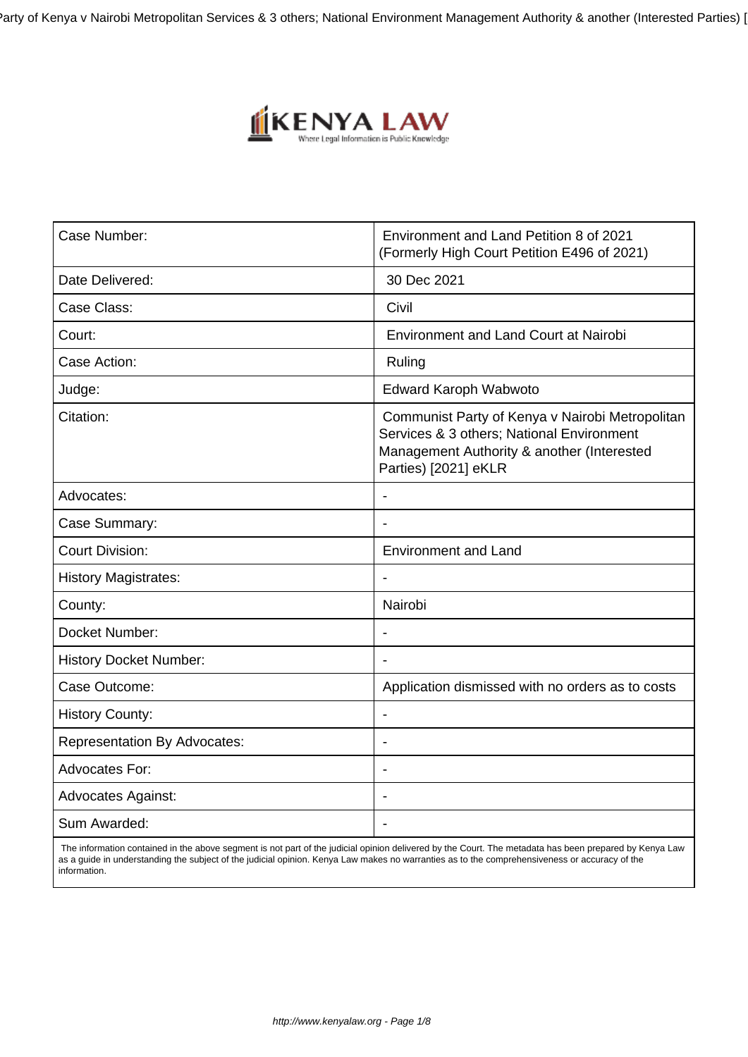| Case Number: | Environment and Land Petition 8 of 2021 (Formerly High Court Petition E496 of 2021) |
|---|---|
| Date Delivered: | 30 Dec 2021 |
| Case Class: | Civil |
| Court: | Environment and Land Court at Nairobi |
| Case Action: | Ruling |
| Judge: | Edward Karoph Wabwoto |
| Citation: | Communist Party of Kenya v Nairobi Metropolitan Services & 3 others; National Environment Management Authority & another (Interested Parties) [2021] eKLR |
| Advocates: | - |
| Case Summary: | - |
| Court Division: | Environment and Land |
| History Magistrates: | - |
| County: | Nairobi |
| Docket Number: | - |
| History Docket Number: | - |
| Case Outcome: | Application dismissed with no orders as to costs |
| History County: | - |
| Representation By Advocates: | - |
| Advocates For: | - |
| Advocates Against: | - |
| Sum Awarded: | - |

The information contained in the above segment is not part of the judicial opinion delivered by the Court. The metadata has been prepared by Kenya Law as a guide in understanding the subject of the judicial opinion. Kenya Law makes no warranties as to the comprehensiveness or accuracy of the information.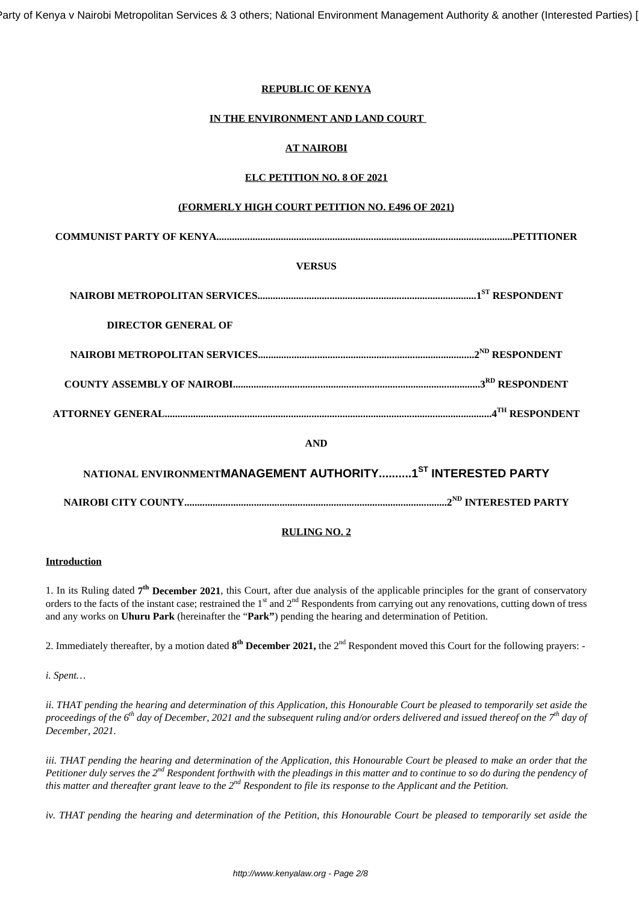**REPUBLIC OF KENYA**

**IN THE ENVIRONMENT AND LAND COURT**

**AT NAIROBI**

**ELC PETITION NO. 8 OF 2021**

**(FORMERLY HIGH COURT PETITION NO. E496 OF 2021)**

**COMMUNIST PARTY OF KENYA.................................................................................................................PETITIONER**

**VERSUS**

**NAIROBI METROPOLITAN SERVICES....................................................................................1ST RESPONDENT**

**DIRECTOR GENERAL OF**

**NAIROBI METROPOLITAN SERVICES...................................................................................2ND RESPONDENT**

**COUNTY ASSEMBLY OF NAIROBI...............................................................................................3RD RESPONDENT**

**ATTORNEY GENERAL.............................................................................................................................4TH RESPONDENT**

**AND**

**NATIONAL ENVIRONMENTMANAGEMENT AUTHORITY..........1ST INTERESTED PARTY**

**NAIROBI CITY COUNTY.....................................................................................................2ND INTERESTED PARTY**

**RULING NO. 2**

**Introduction**

1. In its Ruling dated **7th December 2021**, this Court, after due analysis of the applicable principles for the grant of conservatory orders to the facts of the instant case; restrained the 1st and 2nd Respondents from carrying out any renovations, cutting down of tress and any works on **Uhuru Park** (hereinafter the "**Park"**) pending the hearing and determination of Petition.

2. Immediately thereafter, by a motion dated **8th December 2021,** the 2nd Respondent moved this Court for the following prayers: -

*i. Spent…*

*ii. THAT pending the hearing and determination of this Application, this Honourable Court be pleased to temporarily set aside the proceedings of the 6th day of December, 2021 and the subsequent ruling and/or orders delivered and issued thereof on the 7th day of December, 2021.*

*iii. THAT pending the hearing and determination of the Application, this Honourable Court be pleased to make an order that the Petitioner duly serves the 2nd Respondent forthwith with the pleadings in this matter and to continue to so do during the pendency of this matter and thereafter grant leave to the 2nd Respondent to file its response to the Applicant and the Petition.*

*iv. THAT pending the hearing and determination of the Petition, this Honourable Court be pleased to temporarily set aside the*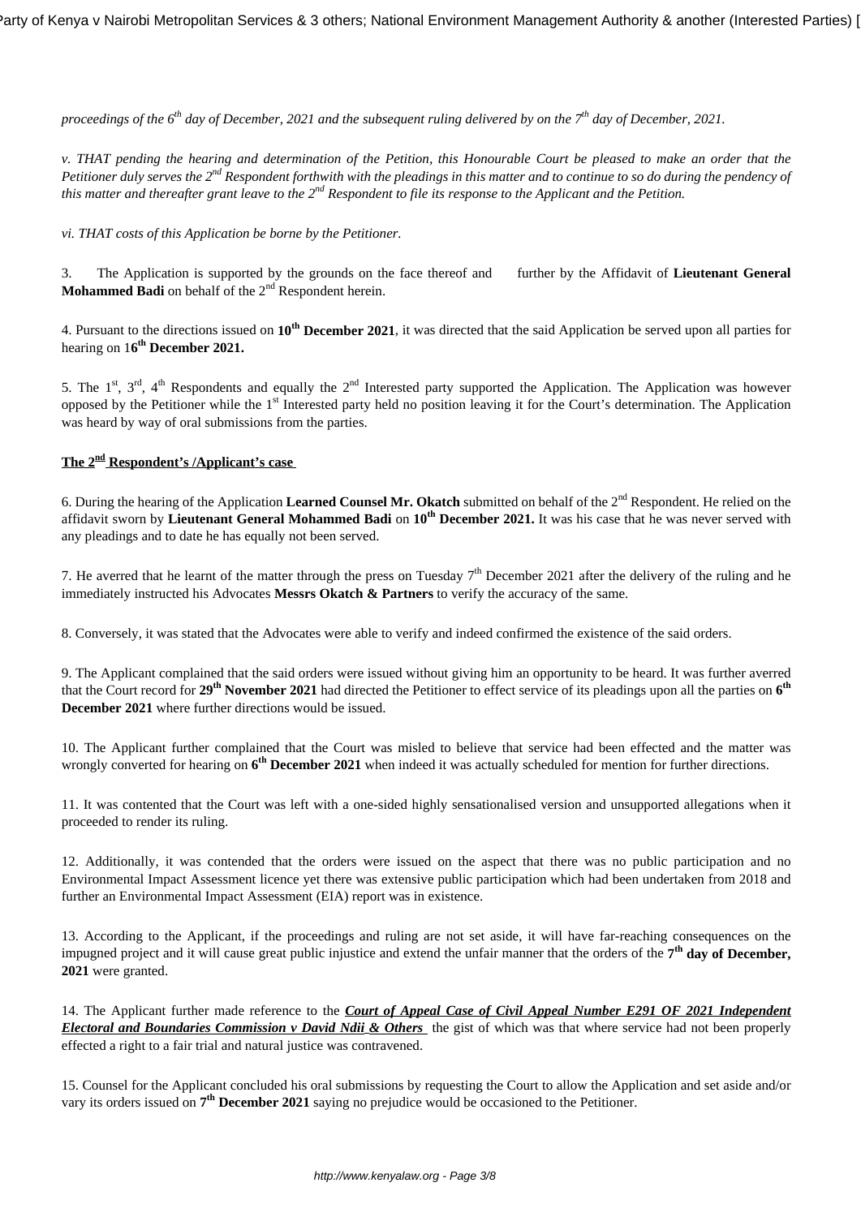*proceedings of the 6th day of December, 2021 and the subsequent ruling delivered by on the 7th day of December, 2021.*

*v. THAT pending the hearing and determination of the Petition, this Honourable Court be pleased to make an order that the Petitioner duly serves the 2nd Respondent forthwith with the pleadings in this matter and to continue to so do during the pendency of this matter and thereafter grant leave to the 2nd Respondent to file its response to the Applicant and the Petition.*

*vi. THAT costs of this Application be borne by the Petitioner.*

3. The Application is supported by the grounds on the face thereof and further by the Affidavit of **Lieutenant General Mohammed Badi** on behalf of the 2nd Respondent herein.

4. Pursuant to the directions issued on **10th December 2021**, it was directed that the said Application be served upon all parties for hearing on 1**6th December 2021.**

5. The 1st, 3rd, 4th Respondents and equally the 2nd Interested party supported the Application. The Application was however opposed by the Petitioner while the 1st Interested party held no position leaving it for the Court's determination. The Application was heard by way of oral submissions from the parties.

**The 2nd Respondent's /Applicant's case**

6. During the hearing of the Application **Learned Counsel Mr. Okatch** submitted on behalf of the 2nd Respondent. He relied on the affidavit sworn by **Lieutenant General Mohammed Badi** on **10th December 2021.** It was his case that he was never served with any pleadings and to date he has equally not been served.

7. He averred that he learnt of the matter through the press on Tuesday 7th December 2021 after the delivery of the ruling and he immediately instructed his Advocates **Messrs Okatch & Partners** to verify the accuracy of the same.

8. Conversely, it was stated that the Advocates were able to verify and indeed confirmed the existence of the said orders.

9. The Applicant complained that the said orders were issued without giving him an opportunity to be heard. It was further averred that the Court record for **29th November 2021** had directed the Petitioner to effect service of its pleadings upon all the parties on **6th December 2021** where further directions would be issued.

10. The Applicant further complained that the Court was misled to believe that service had been effected and the matter was wrongly converted for hearing on **6th December 2021** when indeed it was actually scheduled for mention for further directions.

11. It was contended that the Court was left with a one-sided highly sensationalised version and unsupported allegations when it proceeded to render its ruling.

12. Additionally, it was contended that the orders were issued on the aspect that there was no public participation and no Environmental Impact Assessment licence yet there was extensive public participation which had been undertaken from 2018 and further an Environmental Impact Assessment (EIA) report was in existence.

13. According to the Applicant, if the proceedings and ruling are not set aside, it will have far-reaching consequences on the impugned project and it will cause great public injustice and extend the unfair manner that the orders of the **7th day of December, 2021** were granted.

14. The Applicant further made reference to the ***Court of Appeal Case of Civil Appeal Number E291 OF 2021 Independent Electoral and Boundaries Commission v David Ndii & Others*** the gist of which was that where service had not been properly effected a right to a fair trial and natural justice was contravened.

15. Counsel for the Applicant concluded his oral submissions by requesting the Court to allow the Application and set aside and/or vary its orders issued on **7th December 2021** saying no prejudice would be occasioned to the Petitioner.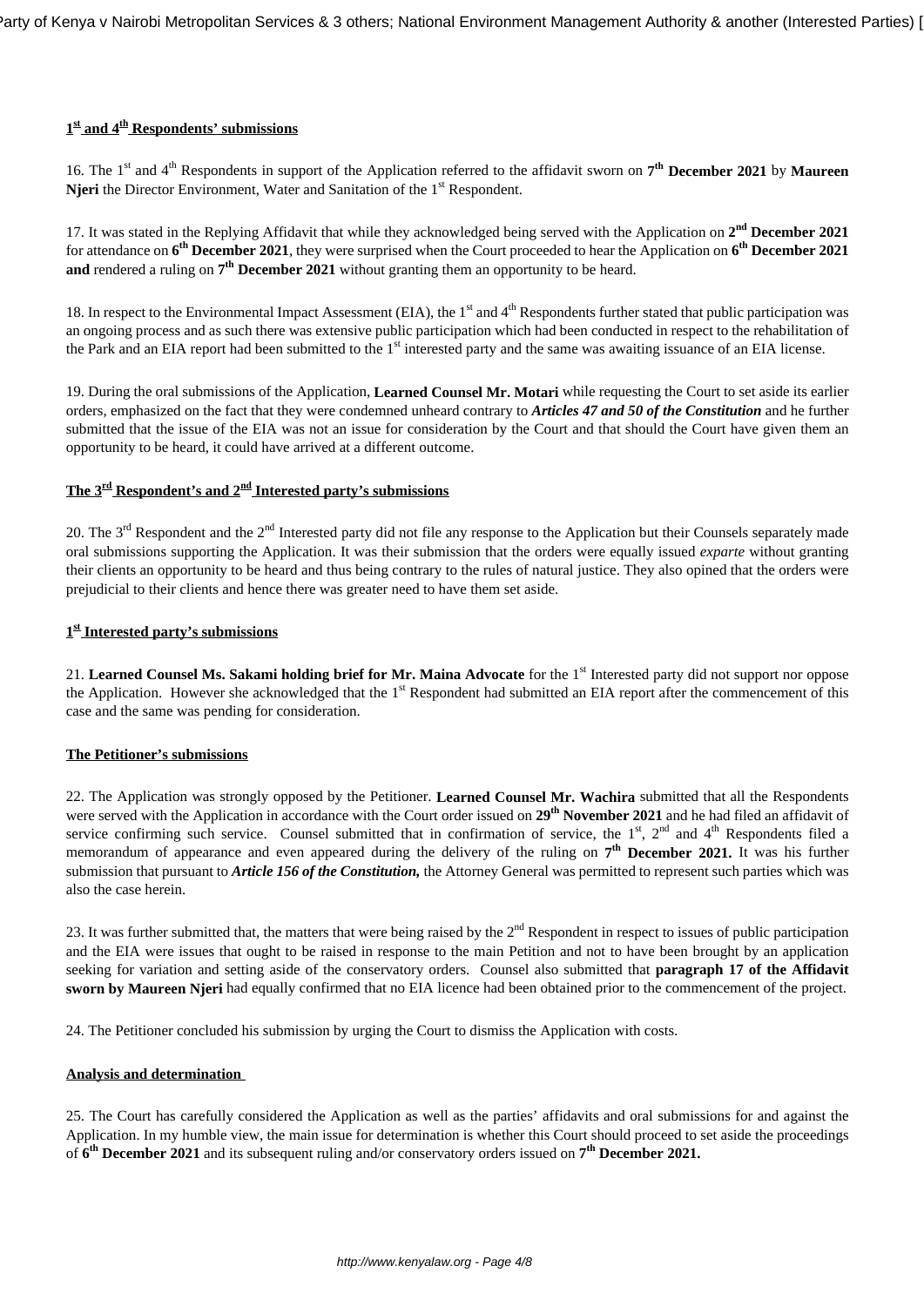**1[st] and 4[th] Respondents' submissions**

16. The 1[st] and 4[th] Respondents in support of the Application referred to the affidavit sworn on **7[th] December 2021** by **Maureen Njeri** the Director Environment, Water and Sanitation of the 1[st] Respondent.

17. It was stated in the Replying Affidavit that while they acknowledged being served with the Application on **2[nd] December 2021** for attendance on **6[th] December 2021**, they were surprised when the Court proceeded to hear the Application on **6[th] December 2021 and** rendered a ruling on **7[th] December 2021** without granting them an opportunity to be heard.

18. In respect to the Environmental Impact Assessment (EIA), the 1[st] and 4[th] Respondents further stated that public participation was an ongoing process and as such there was extensive public participation which had been conducted in respect to the rehabilitation of the Park and an EIA report had been submitted to the 1[st] interested party and the same was awaiting issuance of an EIA license.

19. During the oral submissions of the Application, **Learned Counsel Mr. Motari** while requesting the Court to set aside its earlier orders, emphasized on the fact that they were condemned unheard contrary to ***Articles 47 and 50 of the Constitution*** and he further submitted that the issue of the EIA was not an issue for consideration by the Court and that should the Court have given them an opportunity to be heard, it could have arrived at a different outcome.

**The 3[rd] Respondent's and 2[nd] Interested party's submissions**

20. The 3[rd] Respondent and the 2[nd] Interested party did not file any response to the Application but their Counsels separately made oral submissions supporting the Application. It was their submission that the orders were equally issued *exparte* without granting their clients an opportunity to be heard and thus being contrary to the rules of natural justice. They also opined that the orders were prejudicial to their clients and hence there was greater need to have them set aside.

**1[st] Interested party's submissions**

21. **Learned Counsel Ms. Sakami holding brief for Mr. Maina Advocate** for the 1[st] Interested party did not support nor oppose the Application. However she acknowledged that the 1[st] Respondent had submitted an EIA report after the commencement of this case and the same was pending for consideration.

**The Petitioner's submissions**

22. The Application was strongly opposed by the Petitioner. **Learned Counsel Mr. Wachira** submitted that all the Respondents were served with the Application in accordance with the Court order issued on **29[th] November 2021** and he had filed an affidavit of service confirming such service. Counsel submitted that in confirmation of service, the 1[st], 2[nd] and 4[th] Respondents filed a memorandum of appearance and even appeared during the delivery of the ruling on **7[th] December 2021.** It was his further submission that pursuant to ***Article 156 of the Constitution,*** the Attorney General was permitted to represent such parties which was also the case herein.

23. It was further submitted that, the matters that were being raised by the 2[nd] Respondent in respect to issues of public participation and the EIA were issues that ought to be raised in response to the main Petition and not to have been brought by an application seeking for variation and setting aside of the conservatory orders. Counsel also submitted that **paragraph 17 of the Affidavit sworn by Maureen Njeri** had equally confirmed that no EIA licence had been obtained prior to the commencement of the project.

24. The Petitioner concluded his submission by urging the Court to dismiss the Application with costs.

**Analysis and determination**

25. The Court has carefully considered the Application as well as the parties' affidavits and oral submissions for and against the Application. In my humble view, the main issue for determination is whether this Court should proceed to set aside the proceedings of **6[th] December 2021** and its subsequent ruling and/or conservatory orders issued on **7[th] December 2021.**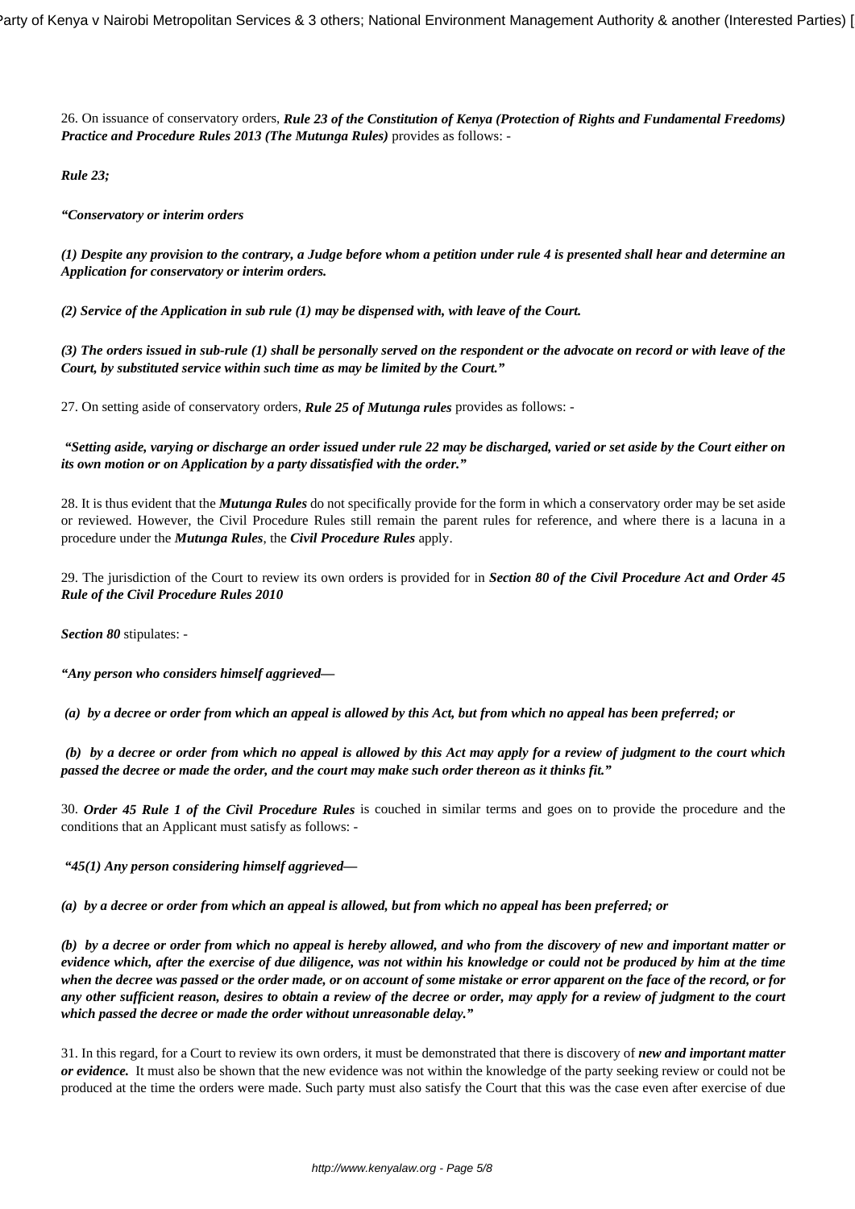26. On issuance of conservatory orders, ***Rule 23 of the Constitution of Kenya (Protection of Rights and Fundamental Freedoms) Practice and Procedure Rules 2013 (The Mutunga Rules)*** provides as follows: -

***Rule 23;***

***"Conservatory or interim orders***

***(1) Despite any provision to the contrary, a Judge before whom a petition under rule 4 is presented shall hear and determine an Application for conservatory or interim orders.***

***(2) Service of the Application in sub rule (1) may be dispensed with, with leave of the Court.***

***(3) The orders issued in sub-rule (1) shall be personally served on the respondent or the advocate on record or with leave of the Court, by substituted service within such time as may be limited by the Court."***

27. On setting aside of conservatory orders, ***Rule 25 of Mutunga rules*** provides as follows: -

***"Setting aside, varying or discharge an order issued under rule 22 may be discharged, varied or set aside by the Court either on its own motion or on Application by a party dissatisfied with the order."***

28. It is thus evident that the ***Mutunga Rules*** do not specifically provide for the form in which a conservatory order may be set aside or reviewed. However, the Civil Procedure Rules still remain the parent rules for reference, and where there is a lacuna in a procedure under the ***Mutunga Rules***, the ***Civil Procedure Rules*** apply.

29. The jurisdiction of the Court to review its own orders is provided for in ***Section 80 of the Civil Procedure Act and Order 45 Rule of the Civil Procedure Rules 2010***

***Section 80*** stipulates: -

***"Any person who considers himself aggrieved—***

***(a) by a decree or order from which an appeal is allowed by this Act, but from which no appeal has been preferred; or***

***(b) by a decree or order from which no appeal is allowed by this Act may apply for a review of judgment to the court which passed the decree or made the order, and the court may make such order thereon as it thinks fit."***

30. ***Order 45 Rule 1 of the Civil Procedure Rules*** is couched in similar terms and goes on to provide the procedure and the conditions that an Applicant must satisfy as follows: -

***"45(1) Any person considering himself aggrieved—***

***(a) by a decree or order from which an appeal is allowed, but from which no appeal has been preferred; or***

***(b) by a decree or order from which no appeal is hereby allowed, and who from the discovery of new and important matter or evidence which, after the exercise of due diligence, was not within his knowledge or could not be produced by him at the time when the decree was passed or the order made, or on account of some mistake or error apparent on the face of the record, or for any other sufficient reason, desires to obtain a review of the decree or order, may apply for a review of judgment to the court which passed the decree or made the order without unreasonable delay."***

31. In this regard, for a Court to review its own orders, it must be demonstrated that there is discovery of ***new and important matter or evidence.*** It must also be shown that the new evidence was not within the knowledge of the party seeking review or could not be produced at the time the orders were made. Such party must also satisfy the Court that this was the case even after exercise of due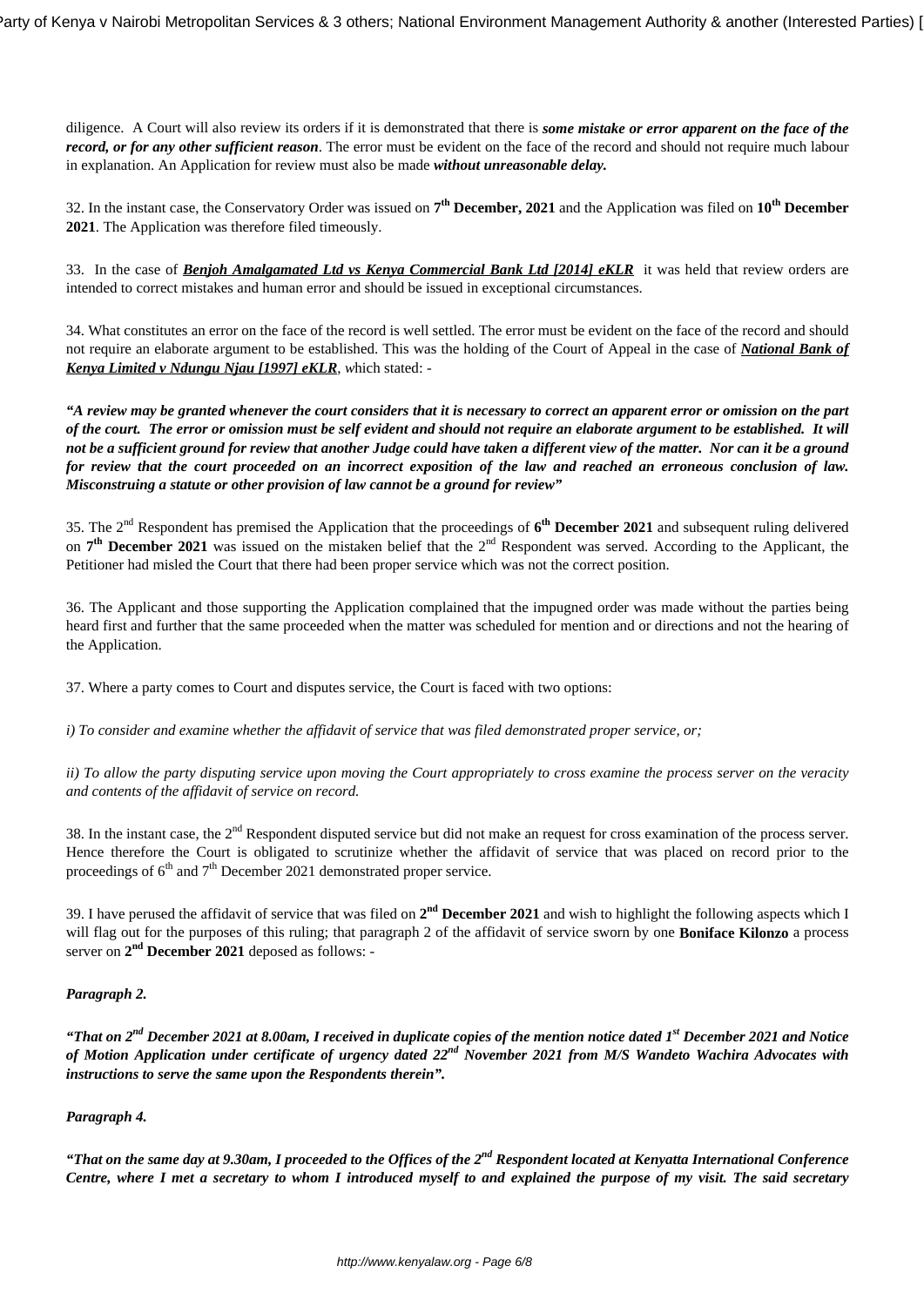diligence. A Court will also review its orders if it is demonstrated that there is ***some mistake or error apparent on the face of the record, or for any other sufficient reason***. The error must be evident on the face of the record and should not require much labour in explanation. An Application for review must also be made ***without unreasonable delay.***

32. In the instant case, the Conservatory Order was issued on **7th December, 2021** and the Application was filed on **10th December 2021**. The Application was therefore filed timeously.

33. In the case of ***Benjoh Amalgamated Ltd vs Kenya Commercial Bank Ltd [2014] eKLR*** it was held that review orders are intended to correct mistakes and human error and should be issued in exceptional circumstances.

34. What constitutes an error on the face of the record is well settled. The error must be evident on the face of the record and should not require an elaborate argument to be established. This was the holding of the Court of Appeal in the case of ***National Bank of Kenya Limited v Ndungu Njau [1997] eKLR***, which stated: -

***"A review may be granted whenever the court considers that it is necessary to correct an apparent error or omission on the part of the court. The error or omission must be self evident and should not require an elaborate argument to be established. It will not be a sufficient ground for review that another Judge could have taken a different view of the matter. Nor can it be a ground for review that the court proceeded on an incorrect exposition of the law and reached an erroneous conclusion of law. Misconstruing a statute or other provision of law cannot be a ground for review"***

35. The 2nd Respondent has premised the Application that the proceedings of **6th December 2021** and subsequent ruling delivered on **7th December 2021** was issued on the mistaken belief that the 2nd Respondent was served. According to the Applicant, the Petitioner had misled the Court that there had been proper service which was not the correct position.

36. The Applicant and those supporting the Application complained that the impugned order was made without the parties being heard first and further that the same proceeded when the matter was scheduled for mention and or directions and not the hearing of the Application.

37. Where a party comes to Court and disputes service, the Court is faced with two options:

*i) To consider and examine whether the affidavit of service that was filed demonstrated proper service, or;*

*ii) To allow the party disputing service upon moving the Court appropriately to cross examine the process server on the veracity and contents of the affidavit of service on record.*

38. In the instant case, the 2nd Respondent disputed service but did not make an request for cross examination of the process server. Hence therefore the Court is obligated to scrutinize whether the affidavit of service that was placed on record prior to the proceedings of 6th and 7th December 2021 demonstrated proper service.

39. I have perused the affidavit of service that was filed on **2nd December 2021** and wish to highlight the following aspects which I will flag out for the purposes of this ruling; that paragraph 2 of the affidavit of service sworn by one **Boniface Kilonzo** a process server on **2nd December 2021** deposed as follows: -

***Paragraph 2.***

***"That on 2nd December 2021 at 8.00am, I received in duplicate copies of the mention notice dated 1st December 2021 and Notice of Motion Application under certificate of urgency dated 22nd November 2021 from M/S Wandeto Wachira Advocates with instructions to serve the same upon the Respondents therein".***

***Paragraph 4.***

***"That on the same day at 9.30am, I proceeded to the Offices of the 2nd Respondent located at Kenyatta International Conference Centre, where I met a secretary to whom I introduced myself to and explained the purpose of my visit. The said secretary***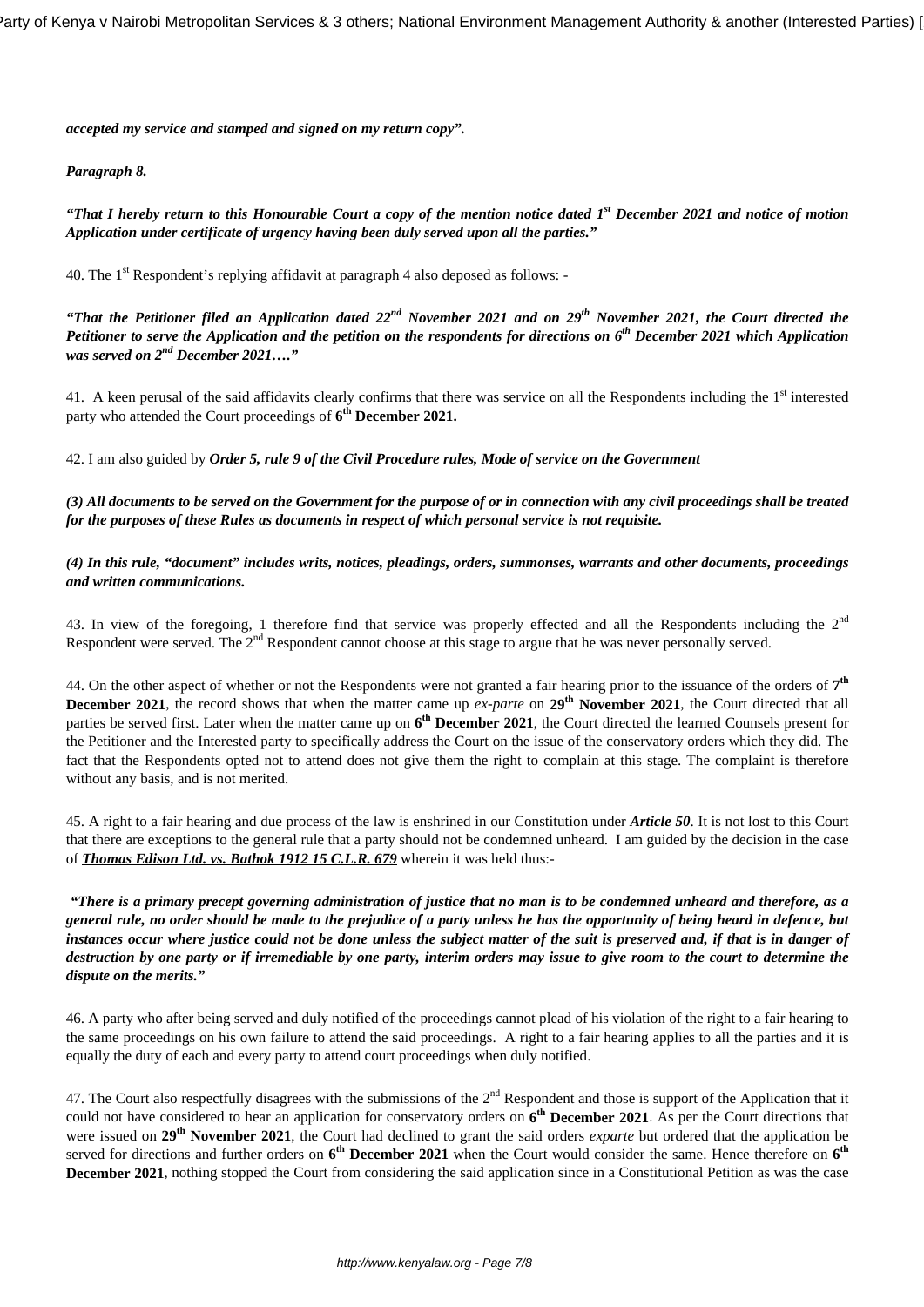***accepted my service and stamped and signed on my return copy".***

***Paragraph 8.***

***"That I hereby return to this Honourable Court a copy of the mention notice dated 1st December 2021 and notice of motion Application under certificate of urgency having been duly served upon all the parties."***

40. The 1st Respondent's replying affidavit at paragraph 4 also deposed as follows: -

***"That the Petitioner filed an Application dated 22nd November 2021 and on 29th November 2021, the Court directed the Petitioner to serve the Application and the petition on the respondents for directions on 6th December 2021 which Application was served on 2nd December 2021…."***

41. A keen perusal of the said affidavits clearly confirms that there was service on all the Respondents including the 1st interested party who attended the Court proceedings of **6th December 2021.**

42. I am also guided by ***Order 5, rule 9 of the Civil Procedure rules, Mode of service on the Government***

***(3) All documents to be served on the Government for the purpose of or in connection with any civil proceedings shall be treated for the purposes of these Rules as documents in respect of which personal service is not requisite.***

***(4) In this rule, "document" includes writs, notices, pleadings, orders, summonses, warrants and other documents, proceedings and written communications.***

43. In view of the foregoing, 1 therefore find that service was properly effected and all the Respondents including the 2nd Respondent were served. The 2nd Respondent cannot choose at this stage to argue that he was never personally served.

44. On the other aspect of whether or not the Respondents were not granted a fair hearing prior to the issuance of the orders of **7th December 2021**, the record shows that when the matter came up *ex-parte* on **29th November 2021**, the Court directed that all parties be served first. Later when the matter came up on **6th December 2021**, the Court directed the learned Counsels present for the Petitioner and the Interested party to specifically address the Court on the issue of the conservatory orders which they did. The fact that the Respondents opted not to attend does not give them the right to complain at this stage. The complaint is therefore without any basis, and is not merited.

45. A right to a fair hearing and due process of the law is enshrined in our Constitution under ***Article 50***. It is not lost to this Court that there are exceptions to the general rule that a party should not be condemned unheard. I am guided by the decision in the case of ***Thomas Edison Ltd. vs. Bathok 1912 15 C.L.R. 679*** wherein it was held thus:-

***"There is a primary precept governing administration of justice that no man is to be condemned unheard and therefore, as a general rule, no order should be made to the prejudice of a party unless he has the opportunity of being heard in defence, but instances occur where justice could not be done unless the subject matter of the suit is preserved and, if that is in danger of destruction by one party or if irremediable by one party, interim orders may issue to give room to the court to determine the dispute on the merits."***

46. A party who after being served and duly notified of the proceedings cannot plead of his violation of the right to a fair hearing to the same proceedings on his own failure to attend the said proceedings. A right to a fair hearing applies to all the parties and it is equally the duty of each and every party to attend court proceedings when duly notified.

47. The Court also respectfully disagrees with the submissions of the 2nd Respondent and those is support of the Application that it could not have considered to hear an application for conservatory orders on **6th December 2021**. As per the Court directions that were issued on **29th November 2021**, the Court had declined to grant the said orders *exparte* but ordered that the application be served for directions and further orders on **6th December 2021** when the Court would consider the same. Hence therefore on **6th December 2021**, nothing stopped the Court from considering the said application since in a Constitutional Petition as was the case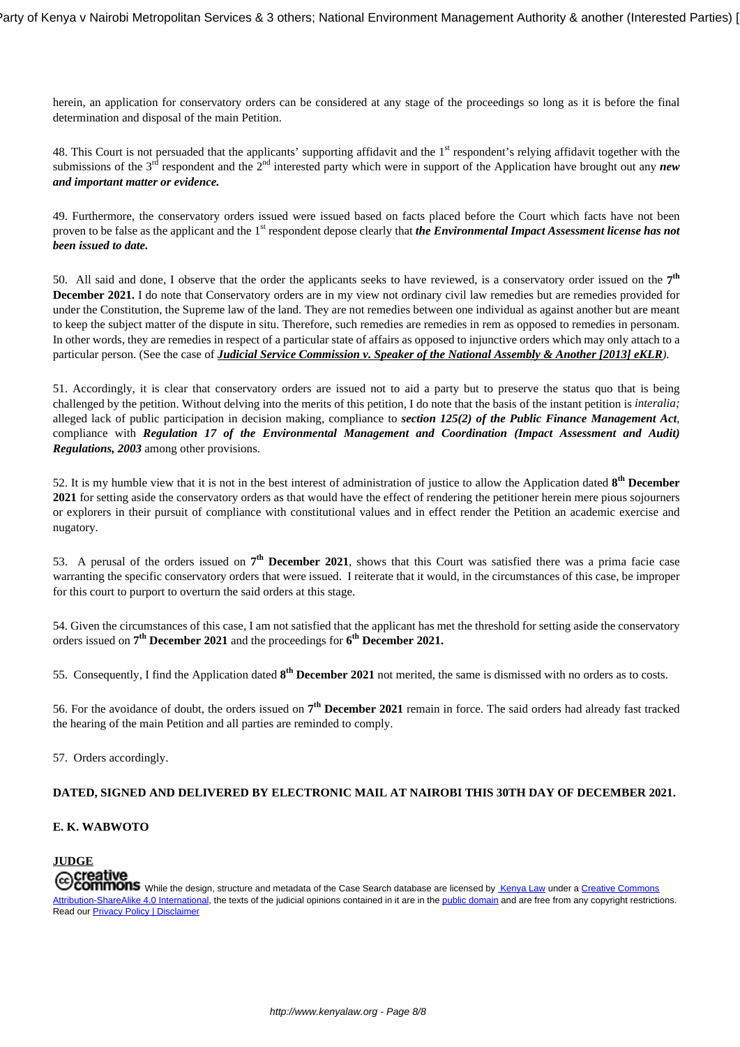herein, an application for conservatory orders can be considered at any stage of the proceedings so long as it is before the final determination and disposal of the main Petition.

48. This Court is not persuaded that the applicants' supporting affidavit and the 1st respondent's relying affidavit together with the submissions of the 3rd respondent and the 2nd interested party which were in support of the Application have brought out any ***new and important matter or evidence.***

49. Furthermore, the conservatory orders issued were issued based on facts placed before the Court which facts have not been proven to be false as the applicant and the 1st respondent depose clearly that ***the Environmental Impact Assessment license has not been issued to date.***

50. All said and done, I observe that the order the applicants seeks to have reviewed, is a conservatory order issued on the **7th December 2021.** I do note that Conservatory orders are in my view not ordinary civil law remedies but are remedies provided for under the Constitution, the Supreme law of the land. They are not remedies between one individual as against another but are meant to keep the subject matter of the dispute in situ. Therefore, such remedies are remedies in rem as opposed to remedies in personam. In other words, they are remedies in respect of a particular state of affairs as opposed to injunctive orders which may only attach to a particular person. (See the case of ***Judicial Service Commission v. Speaker of the National Assembly & Another [2013] eKLR***).

51. Accordingly, it is clear that conservatory orders are issued not to aid a party but to preserve the status quo that is being challenged by the petition. Without delving into the merits of this petition, I do note that the basis of the instant petition is *interalia;* alleged lack of public participation in decision making, compliance to ***section 125(2) of the Public Finance Management Act***, compliance with ***Regulation 17 of the Environmental Management and Coordination (Impact Assessment and Audit) Regulations, 2003*** among other provisions.

52. It is my humble view that it is not in the best interest of administration of justice to allow the Application dated **8th December 2021** for setting aside the conservatory orders as that would have the effect of rendering the petitioner herein mere pious sojourners or explorers in their pursuit of compliance with constitutional values and in effect render the Petition an academic exercise and nugatory.

53. A perusal of the orders issued on **7th December 2021**, shows that this Court was satisfied there was a prima facie case warranting the specific conservatory orders that were issued. I reiterate that it would, in the circumstances of this case, be improper for this court to purport to overturn the said orders at this stage.

54. Given the circumstances of this case, I am not satisfied that the applicant has met the threshold for setting aside the conservatory orders issued on **7th December 2021** and the proceedings for **6th December 2021.**

55. Consequently, I find the Application dated **8th December 2021** not merited, the same is dismissed with no orders as to costs.

56. For the avoidance of doubt, the orders issued on **7th December 2021** remain in force. The said orders had already fast tracked the hearing of the main Petition and all parties are reminded to comply.

57. Orders accordingly.

**DATED, SIGNED AND DELIVERED BY ELECTRONIC MAIL AT NAIROBI THIS 30TH DAY OF DECEMBER 2021.**

**E. K. WABWOTO**

**JUDGE**

While the design, structure and metadata of the Case Search database are licensed by Kenya Law under a Creative Commons Attribution-ShareAlike 4.0 International, the texts of the judicial opinions contained in it are in the public domain and are free from any copyright restrictions. Read our Privacy Policy | Disclaimer